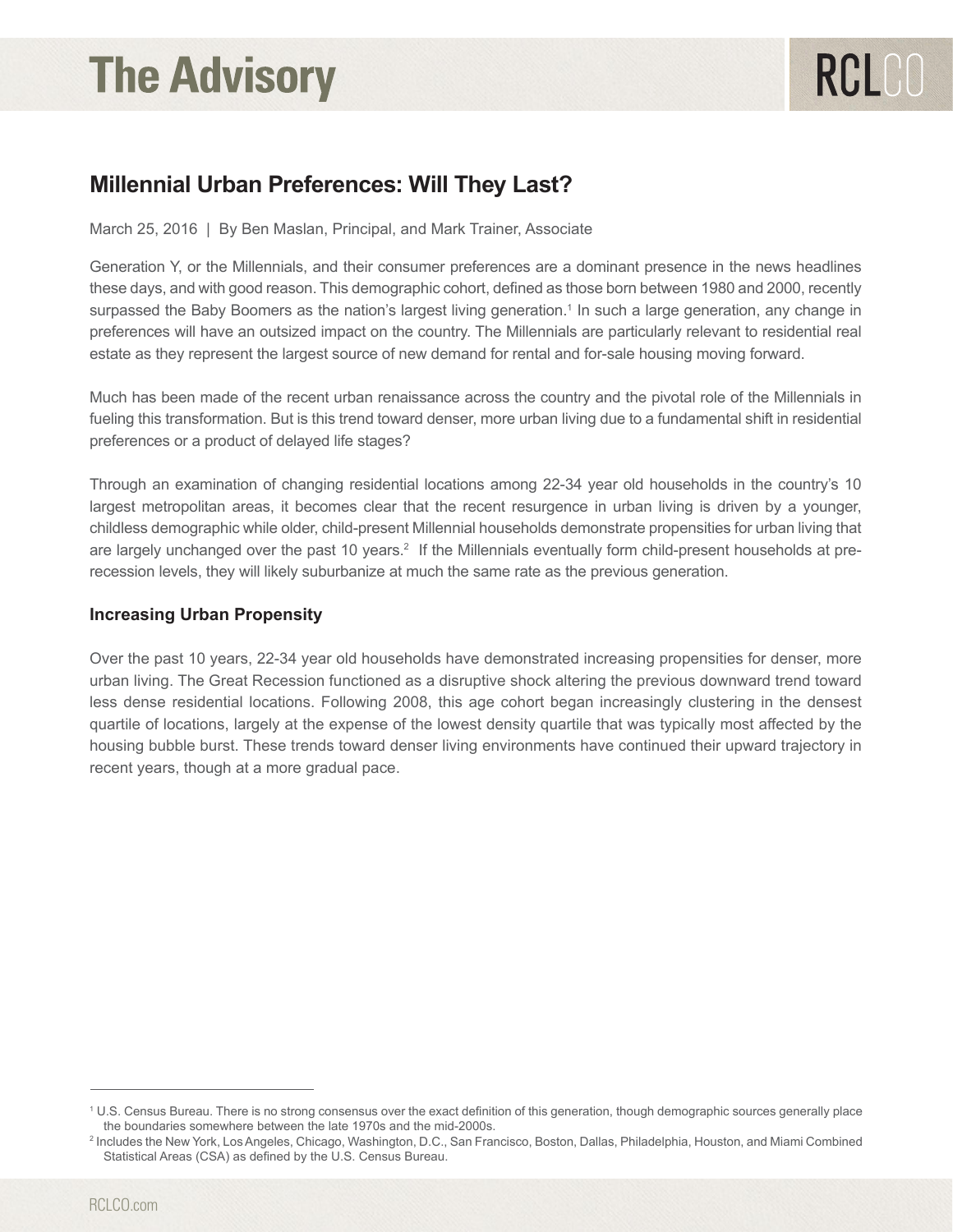# Millennial Urban Preferences: Will They Last?

March 25, 2016 | By Ben Maslan, Principal, and Mark Trainer, Associate

Generation Y, or the Millennials, and their consumer preferences are a dominant presence in the news headlines these days, and with good reason. This demographic cohort, defined as those born between 1980 and 2000, recently surpassed the Baby Boomers as the nation's largest living generation.[1] In such a large generation, any change in preferences will have an outsized impact on the country. The Millennials are particularly relevant to residential real estate as they represent the largest source of new demand for rental and for-sale housing moving forward.

Much has been made of the recent urban renaissance across the country and the pivotal role of the Millennials in fueling this transformation. But is this trend toward denser, more urban living due to a fundamental shift in residential preferences or a product of delayed life stages?

Through an examination of changing residential locations among 22-34 year old households in the country's 10 largest metropolitan areas, it becomes clear that the recent resurgence in urban living is driven by a younger, childless demographic while older, child-present Millennial households demonstrate propensities for urban living that are largely unchanged over the past 10 years.[2] If the Millennials eventually form child-present households at pre-recession levels, they will likely suburbanize at much the same rate as the previous generation.

### Increasing Urban Propensity

Over the past 10 years, 22-34 year old households have demonstrated increasing propensities for denser, more urban living. The Great Recession functioned as a disruptive shock altering the previous downward trend toward less dense residential locations. Following 2008, this age cohort began increasingly clustering in the densest quartile of locations, largely at the expense of the lowest density quartile that was typically most affected by the housing bubble burst. These trends toward denser living environments have continued their upward trajectory in recent years, though at a more gradual pace.

---

[1] U.S. Census Bureau. There is no strong consensus over the exact definition of this generation, though demographic sources generally place the boundaries somewhere between the late 1970s and the mid-2000s.

[2] Includes the New York, Los Angeles, Chicago, Washington, D.C., San Francisco, Boston, Dallas, Philadelphia, Houston, and Miami Combined Statistical Areas (CSA) as defined by the U.S. Census Bureau.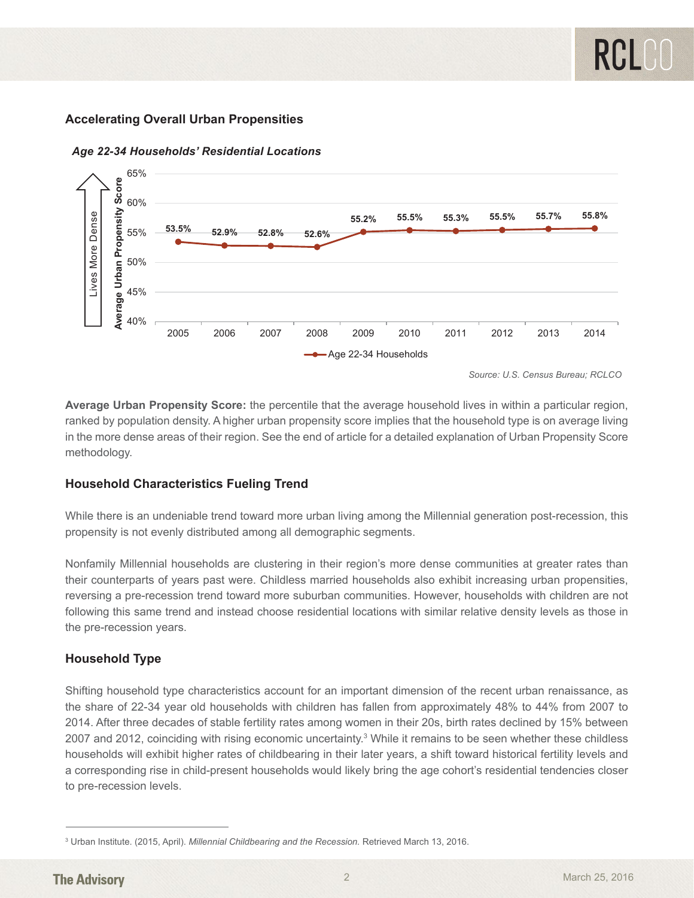## Accelerating Overall Urban Propensities

***Age 22-34 Households' Residential Locations***

Lives More Dense

Average Urban Propensity Score

65%
60%
55%
50%
45%
40%

53.5% 52.9% 52.8% 52.6% 55.2% 55.5% 55.3% 55.5% 55.7% 55.8%

2005 2006 2007 2008 2009 2010 2011 2012 2013 2014

Age 22-34 Households

*Source: U.S. Census Bureau; RCLCO*

**Average Urban Propensity Score:** the percentile that the average household lives in within a particular region, ranked by population density. A higher urban propensity score implies that the household type is on average living in the more dense areas of their region. See the end of article for a detailed explanation of Urban Propensity Score methodology.

### Household Characteristics Fueling Trend

While there is an undeniable trend toward more urban living among the Millennial generation post-recession, this propensity is not evenly distributed among all demographic segments.

Nonfamily Millennial households are clustering in their region's more dense communities at greater rates than their counterparts of years past were. Childless married households also exhibit increasing urban propensities, reversing a pre-recession trend toward more suburban communities. However, households with children are not following this same trend and instead choose residential locations with similar relative density levels as those in the pre-recession years.

### Household Type

Shifting household type characteristics account for an important dimension of the recent urban renaissance, as the share of 22-34 year old households with children has fallen from approximately 48% to 44% from 2007 to 2014. After three decades of stable fertility rates among women in their 20s, birth rates declined by 15% between 2007 and 2012, coinciding with rising economic uncertainty.[3] While it remains to be seen whether these childless households will exhibit higher rates of childbearing in their later years, a shift toward historical fertility levels and a corresponding rise in child-present households would likely bring the age cohort's residential tendencies closer to pre-recession levels.

---

[3] Urban Institute. (2015, April). *Millennial Childbearing and the Recession.* Retrieved March 13, 2016.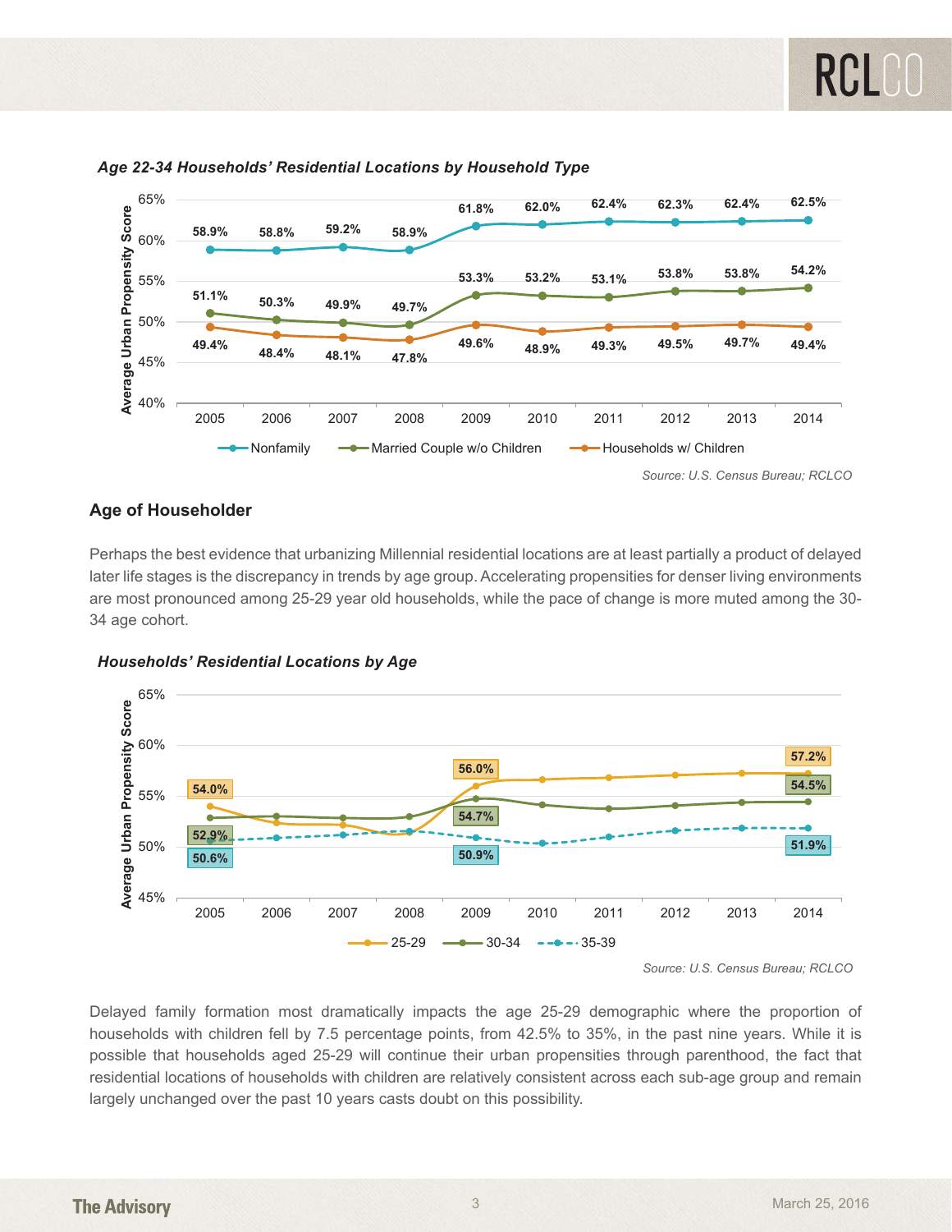*Age 22-34 Households' Residential Locations by Household Type*

65%
60%
55%
50%
45%
40%

Average Urban Propensity Score

58.9% 58.8% 59.2% 58.9% 61.8% 62.0% 62.4% 62.3% 62.4% 62.5%

51.1% 50.3% 49.9% 49.7% 53.3% 53.2% 53.1% 53.8% 53.8% 54.2%

49.4% 48.4% 48.1% 47.8% 49.6% 48.9% 49.3% 49.5% 49.7% 49.4%

2005 2006 2007 2008 2009 2010 2011 2012 2013 2014

Nonfamily
Married Couple w/o Children
Households w/ Children

*Source: U.S. Census Bureau; RCLCO*

## Age of Householder

Perhaps the best evidence that urbanizing Millennial residential locations are at least partially a product of delayed later life stages is the discrepancy in trends by age group. Accelerating propensities for denser living environments are most pronounced among 25-29 year old households, while the pace of change is more muted among the 30-34 age cohort.

*Households' Residential Locations by Age*

65%
60%
55%
50%
45%

Average Urban Propensity Score

54.0%
52.9%
50.6%
56.0%
54.7%
50.9%
57.2%
54.5%
51.9%

2005 2006 2007 2008 2009 2010 2011 2012 2013 2014

25-29
30-34
35-39

*Source: U.S. Census Bureau; RCLCO*

Delayed family formation most dramatically impacts the age 25-29 demographic where the proportion of households with children fell by 7.5 percentage points, from 42.5% to 35%, in the past nine years. While it is possible that households aged 25-29 will continue their urban propensities through parenthood, the fact that residential locations of households with children are relatively consistent across each sub-age group and remain largely unchanged over the past 10 years casts doubt on this possibility.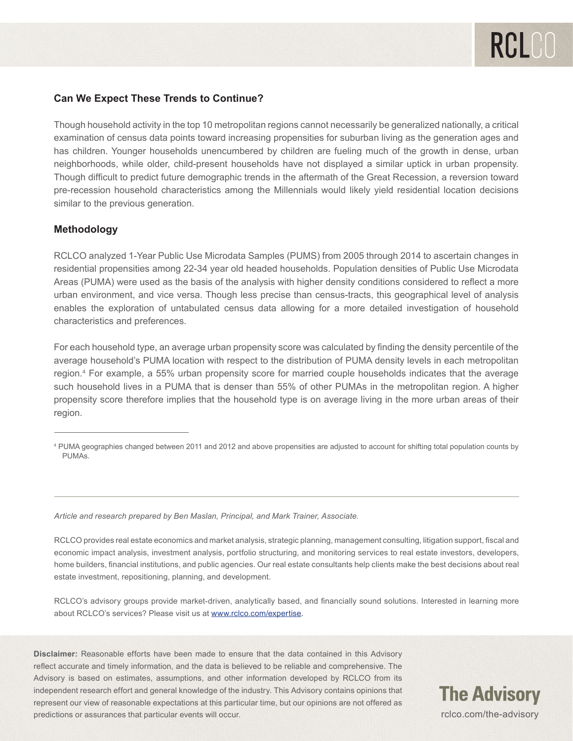## Can We Expect These Trends to Continue?

Though household activity in the top 10 metropolitan regions cannot necessarily be generalized nationally, a critical examination of census data points toward increasing propensities for suburban living as the generation ages and has children. Younger households unencumbered by children are fueling much of the growth in dense, urban neighborhoods, while older, child-present households have not displayed a similar uptick in urban propensity. Though difficult to predict future demographic trends in the aftermath of the Great Recession, a reversion toward pre-recession household characteristics among the Millennials would likely yield residential location decisions similar to the previous generation.

## Methodology

RCLCO analyzed 1-Year Public Use Microdata Samples (PUMS) from 2005 through 2014 to ascertain changes in residential propensities among 22-34 year old headed households. Population densities of Public Use Microdata Areas (PUMA) were used as the basis of the analysis with higher density conditions considered to reflect a more urban environment, and vice versa. Though less precise than census-tracts, this geographical level of analysis enables the exploration of untabulated census data allowing for a more detailed investigation of household characteristics and preferences.

For each household type, an average urban propensity score was calculated by finding the density percentile of the average household's PUMA location with respect to the distribution of PUMA density levels in each metropolitan region.[4] For example, a 55% urban propensity score for married couple households indicates that the average such household lives in a PUMA that is denser than 55% of other PUMAs in the metropolitan region. A higher propensity score therefore implies that the household type is on average living in the more urban areas of their region.

---

[4] PUMA geographies changed between 2011 and 2012 and above propensities are adjusted to account for shifting total population counts by PUMAs.

---

*Article and research prepared by Ben Maslan, Principal, and Mark Trainer, Associate.*

RCLCO provides real estate economics and market analysis, strategic planning, management consulting, litigation support, fiscal and economic impact analysis, investment analysis, portfolio structuring, and monitoring services to real estate investors, developers, home builders, financial institutions, and public agencies. Our real estate consultants help clients make the best decisions about real estate investment, repositioning, planning, and development.

RCLCO's advisory groups provide market-driven, analytically based, and financially sound solutions. Interested in learning more about RCLCO's services? Please visit us at [www.rclco.com/expertise](http://www.rclco.com/expertise).

**Disclaimer:** Reasonable efforts have been made to ensure that the data contained in this Advisory reflect accurate and timely information, and the data is believed to be reliable and comprehensive. The Advisory is based on estimates, assumptions, and other information developed by RCLCO from its independent research effort and general knowledge of the industry. This Advisory contains opinions that represent our view of reasonable expectations at this particular time, but our opinions are not offered as predictions or assurances that particular events will occur.

**The Advisory**
rclco.com/the-advisory